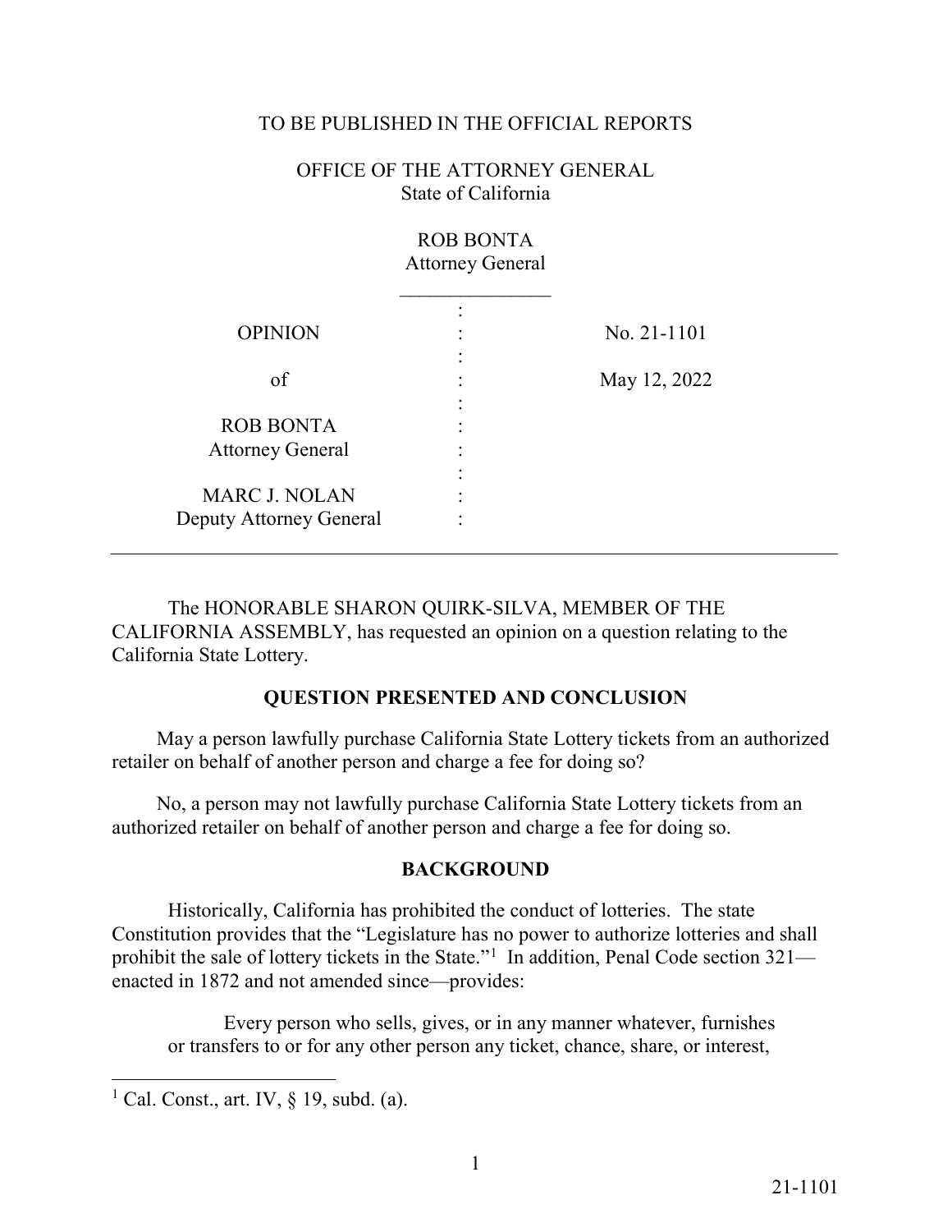TO BE PUBLISHED IN THE OFFICIAL REPORTS

OFFICE OF THE ATTORNEY GENERAL
State of California

ROB BONTA
Attorney General

| | | |
|---|---|---|
| OPINION | : | No. 21-1101 |
| of | : | May 12, 2022 |
| ROB BONTA<br>Attorney General | : | |
| MARC J. NOLAN<br>Deputy Attorney General | : | |

---

The HONORABLE SHARON QUIRK-SILVA, MEMBER OF THE CALIFORNIA ASSEMBLY, has requested an opinion on a question relating to the California State Lottery.

## QUESTION PRESENTED AND CONCLUSION

May a person lawfully purchase California State Lottery tickets from an authorized retailer on behalf of another person and charge a fee for doing so?

No, a person may not lawfully purchase California State Lottery tickets from an authorized retailer on behalf of another person and charge a fee for doing so.

## BACKGROUND

Historically, California has prohibited the conduct of lotteries. The state Constitution provides that the "Legislature has no power to authorize lotteries and shall prohibit the sale of lottery tickets in the State."[1] In addition, Penal Code section 321—enacted in 1872 and not amended since—provides:

> Every person who sells, gives, or in any manner whatever, furnishes or transfers to or for any other person any ticket, chance, share, or interest,

---

[1] Cal. Const., art. IV, § 19, subd. (a).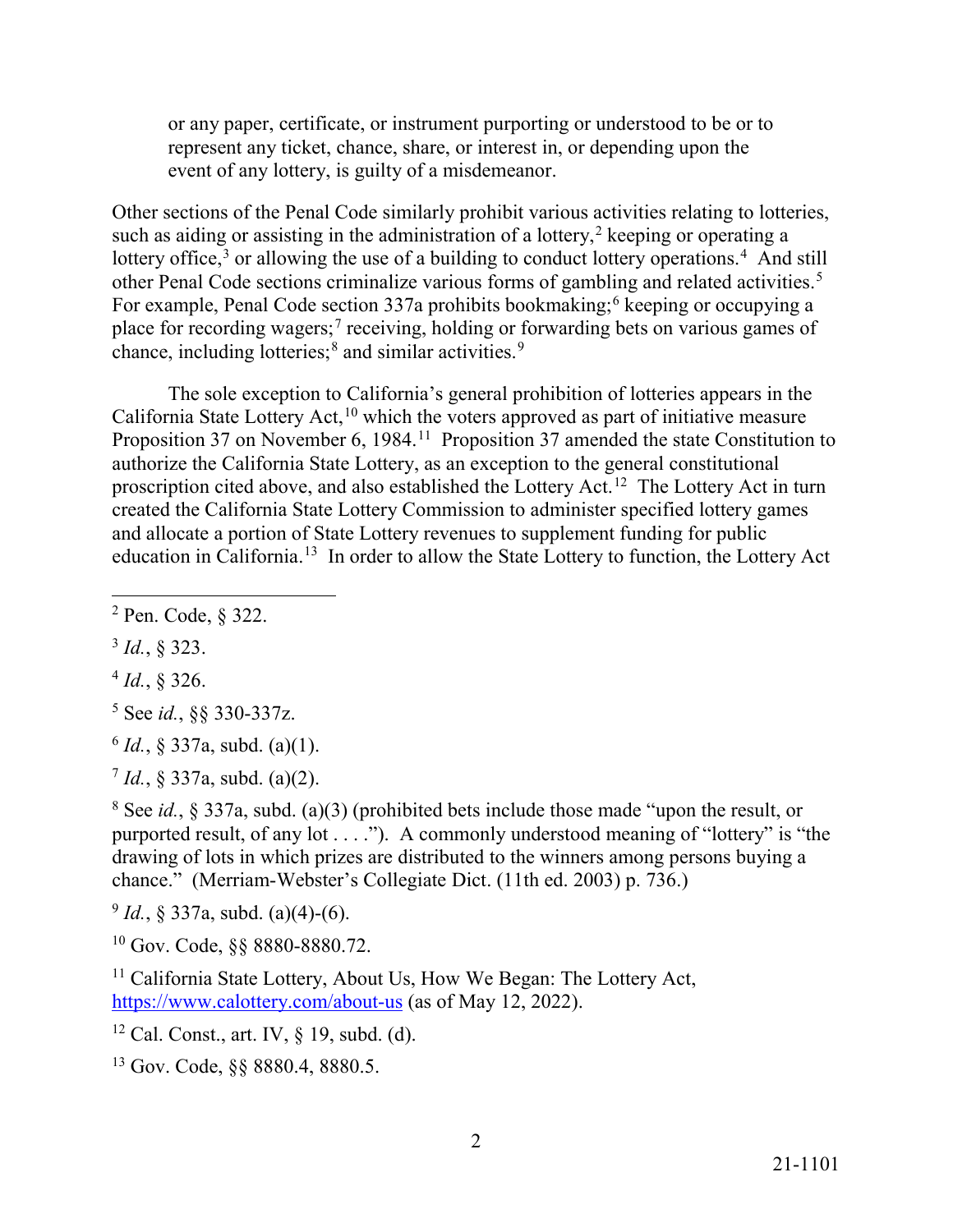> or any paper, certificate, or instrument purporting or understood to be or to represent any ticket, chance, share, or interest in, or depending upon the event of any lottery, is guilty of a misdemeanor.

Other sections of the Penal Code similarly prohibit various activities relating to lotteries, such as aiding or assisting in the administration of a lottery,[2] keeping or operating a lottery office,[3] or allowing the use of a building to conduct lottery operations.[4] And still other Penal Code sections criminalize various forms of gambling and related activities.[5] For example, Penal Code section 337a prohibits bookmaking;[6] keeping or occupying a place for recording wagers;[7] receiving, holding or forwarding bets on various games of chance, including lotteries;[8] and similar activities.[9]

The sole exception to California's general prohibition of lotteries appears in the California State Lottery Act,[10] which the voters approved as part of initiative measure Proposition 37 on November 6, 1984.[11] Proposition 37 amended the state Constitution to authorize the California State Lottery, as an exception to the general constitutional proscription cited above, and also established the Lottery Act.[12] The Lottery Act in turn created the California State Lottery Commission to administer specified lottery games and allocate a portion of State Lottery revenues to supplement funding for public education in California.[13] In order to allow the State Lottery to function, the Lottery Act

---

[2] Pen. Code, § 322.

[3] *Id.*, § 323.

[4] *Id.*, § 326.

[5] See *id.*, §§ 330-337z.

[6] *Id.*, § 337a, subd. (a)(1).

[7] *Id.*, § 337a, subd. (a)(2).

[8] See *id.*, § 337a, subd. (a)(3) (prohibited bets include those made "upon the result, or purported result, of any lot . . . ."). A commonly understood meaning of "lottery" is "the drawing of lots in which prizes are distributed to the winners among persons buying a chance." (Merriam-Webster's Collegiate Dict. (11th ed. 2003) p. 736.)

[9] *Id.*, § 337a, subd. (a)(4)-(6).

[10] Gov. Code, §§ 8880-8880.72.

[11] California State Lottery, About Us, How We Began: The Lottery Act, https://www.calottery.com/about-us (as of May 12, 2022).

[12] Cal. Const., art. IV, § 19, subd. (d).

[13] Gov. Code, §§ 8880.4, 8880.5.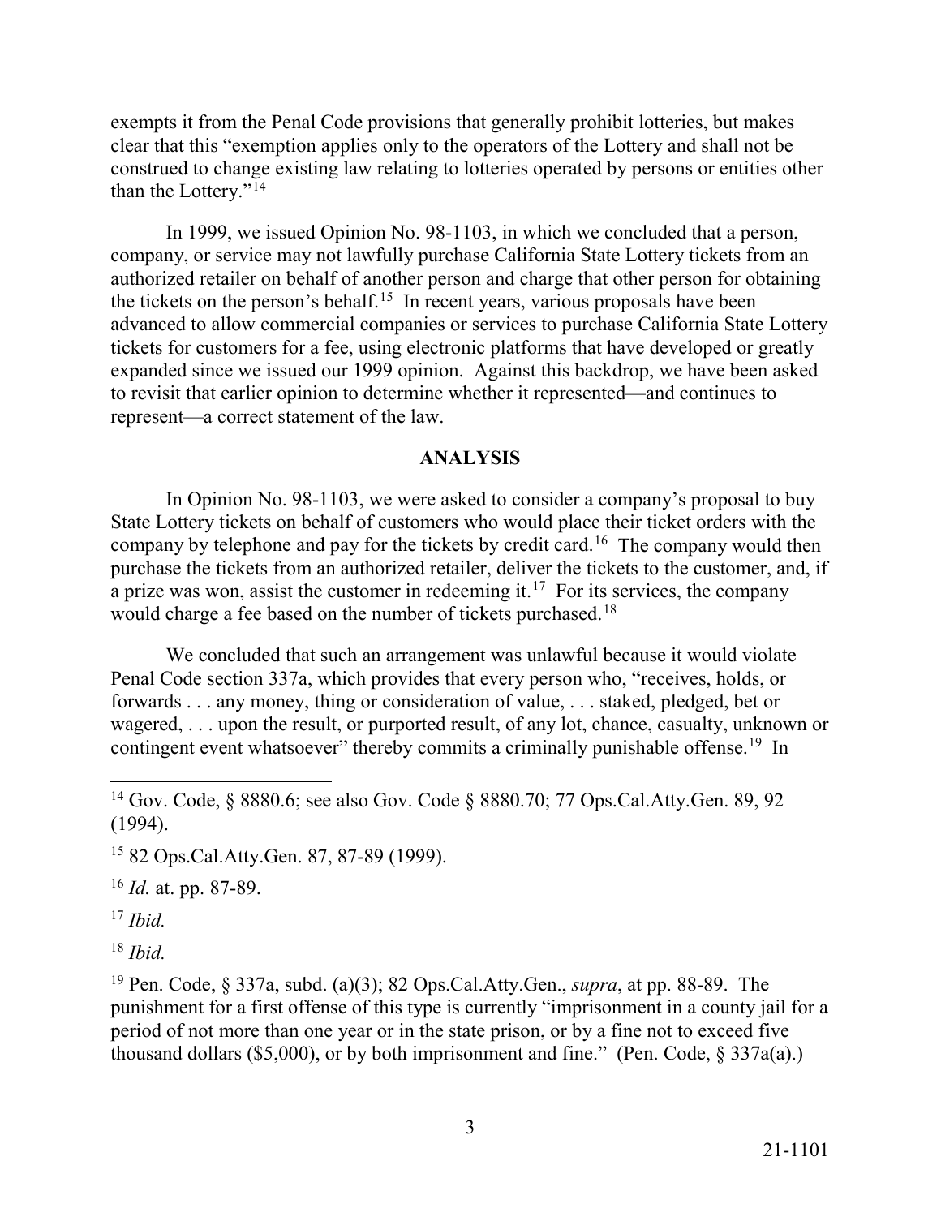exempts it from the Penal Code provisions that generally prohibit lotteries, but makes clear that this "exemption applies only to the operators of the Lottery and shall not be construed to change existing law relating to lotteries operated by persons or entities other than the Lottery."[14]

In 1999, we issued Opinion No. 98-1103, in which we concluded that a person, company, or service may not lawfully purchase California State Lottery tickets from an authorized retailer on behalf of another person and charge that other person for obtaining the tickets on the person's behalf.[15] In recent years, various proposals have been advanced to allow commercial companies or services to purchase California State Lottery tickets for customers for a fee, using electronic platforms that have developed or greatly expanded since we issued our 1999 opinion. Against this backdrop, we have been asked to revisit that earlier opinion to determine whether it represented—and continues to represent—a correct statement of the law.

## ANALYSIS

In Opinion No. 98-1103, we were asked to consider a company's proposal to buy State Lottery tickets on behalf of customers who would place their ticket orders with the company by telephone and pay for the tickets by credit card.[16] The company would then purchase the tickets from an authorized retailer, deliver the tickets to the customer, and, if a prize was won, assist the customer in redeeming it.[17] For its services, the company would charge a fee based on the number of tickets purchased.[18]

We concluded that such an arrangement was unlawful because it would violate Penal Code section 337a, which provides that every person who, "receives, holds, or forwards . . . any money, thing or consideration of value, . . . staked, pledged, bet or wagered, . . . upon the result, or purported result, of any lot, chance, casualty, unknown or contingent event whatsoever" thereby commits a criminally punishable offense.[19] In

---

[14] Gov. Code, § 8880.6; see also Gov. Code § 8880.70; 77 Ops.Cal.Atty.Gen. 89, 92 (1994).

[15] 82 Ops.Cal.Atty.Gen. 87, 87-89 (1999).

[16] *Id.* at. pp. 87-89.

[17] *Ibid.*

[18] *Ibid.*

[19] Pen. Code, § 337a, subd. (a)(3); 82 Ops.Cal.Atty.Gen., *supra*, at pp. 88-89. The punishment for a first offense of this type is currently "imprisonment in a county jail for a period of not more than one year or in the state prison, or by a fine not to exceed five thousand dollars ($5,000), or by both imprisonment and fine." (Pen. Code, § 337a(a).)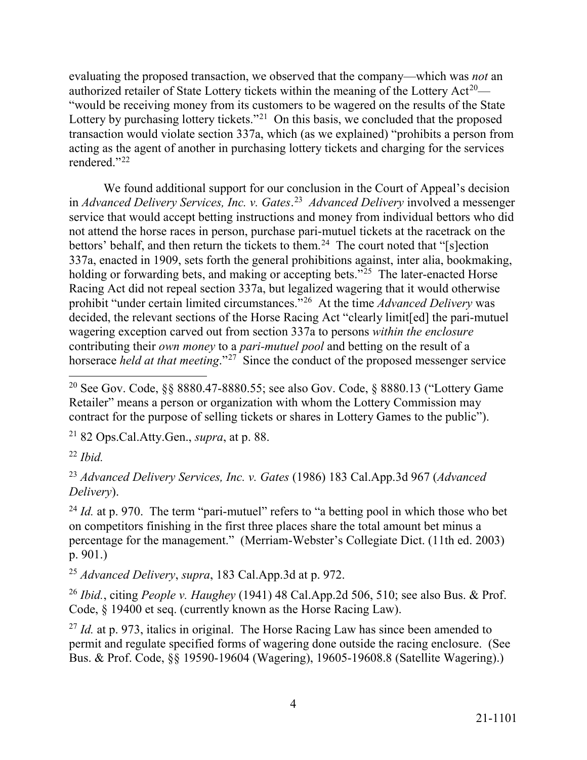evaluating the proposed transaction, we observed that the company—which was *not* an authorized retailer of State Lottery tickets within the meaning of the Lottery Act[20]—"would be receiving money from its customers to be wagered on the results of the State Lottery by purchasing lottery tickets."[21] On this basis, we concluded that the proposed transaction would violate section 337a, which (as we explained) "prohibits a person from acting as the agent of another in purchasing lottery tickets and charging for the services rendered."[22]

We found additional support for our conclusion in the Court of Appeal's decision in *Advanced Delivery Services, Inc. v. Gates*.[23] *Advanced Delivery* involved a messenger service that would accept betting instructions and money from individual bettors who did not attend the horse races in person, purchase pari-mutuel tickets at the racetrack on the bettors' behalf, and then return the tickets to them.[24] The court noted that "[s]ection 337a, enacted in 1909, sets forth the general prohibitions against, inter alia, bookmaking, holding or forwarding bets, and making or accepting bets."[25] The later-enacted Horse Racing Act did not repeal section 337a, but legalized wagering that it would otherwise prohibit "under certain limited circumstances."[26] At the time *Advanced Delivery* was decided, the relevant sections of the Horse Racing Act "clearly limit[ed] the pari-mutuel wagering exception carved out from section 337a to persons *within the enclosure* contributing their *own money* to a *pari-mutuel pool* and betting on the result of a horserace *held at that meeting*."[27] Since the conduct of the proposed messenger service

---

[20] See Gov. Code, §§ 8880.47-8880.55; see also Gov. Code, § 8880.13 ("Lottery Game Retailer" means a person or organization with whom the Lottery Commission may contract for the purpose of selling tickets or shares in Lottery Games to the public").

[21] 82 Ops.Cal.Atty.Gen., *supra*, at p. 88.

[22] *Ibid.*

[23] *Advanced Delivery Services, Inc. v. Gates* (1986) 183 Cal.App.3d 967 (*Advanced Delivery*).

[24] *Id.* at p. 970. The term "pari-mutuel" refers to "a betting pool in which those who bet on competitors finishing in the first three places share the total amount bet minus a percentage for the management." (Merriam-Webster's Collegiate Dict. (11th ed. 2003) p. 901.)

[25] *Advanced Delivery*, *supra*, 183 Cal.App.3d at p. 972.

[26] *Ibid.*, citing *People v. Haughey* (1941) 48 Cal.App.2d 506, 510; see also Bus. & Prof. Code, § 19400 et seq. (currently known as the Horse Racing Law).

[27] *Id.* at p. 973, italics in original. The Horse Racing Law has since been amended to permit and regulate specified forms of wagering done outside the racing enclosure. (See Bus. & Prof. Code, §§ 19590-19604 (Wagering), 19605-19608.8 (Satellite Wagering).)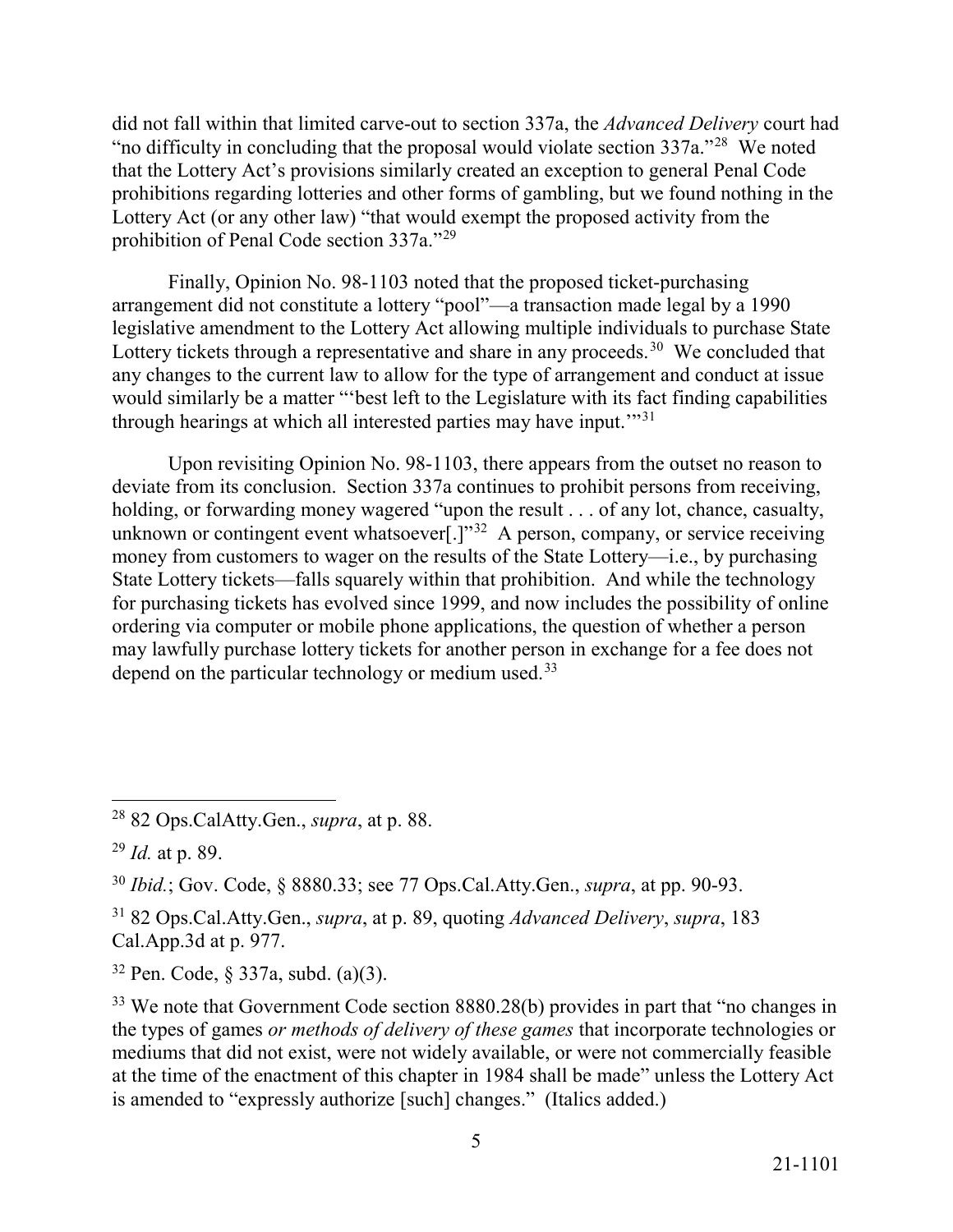did not fall within that limited carve-out to section 337a, the *Advanced Delivery* court had "no difficulty in concluding that the proposal would violate section 337a."[28] We noted that the Lottery Act's provisions similarly created an exception to general Penal Code prohibitions regarding lotteries and other forms of gambling, but we found nothing in the Lottery Act (or any other law) "that would exempt the proposed activity from the prohibition of Penal Code section 337a."[29]

Finally, Opinion No. 98-1103 noted that the proposed ticket-purchasing arrangement did not constitute a lottery "pool"—a transaction made legal by a 1990 legislative amendment to the Lottery Act allowing multiple individuals to purchase State Lottery tickets through a representative and share in any proceeds.[30] We concluded that any changes to the current law to allow for the type of arrangement and conduct at issue would similarly be a matter "'best left to the Legislature with its fact finding capabilities through hearings at which all interested parties may have input.'"[31]

Upon revisiting Opinion No. 98-1103, there appears from the outset no reason to deviate from its conclusion. Section 337a continues to prohibit persons from receiving, holding, or forwarding money wagered "upon the result . . . of any lot, chance, casualty, unknown or contingent event whatsoever[.]"[32] A person, company, or service receiving money from customers to wager on the results of the State Lottery—i.e., by purchasing State Lottery tickets—falls squarely within that prohibition. And while the technology for purchasing tickets has evolved since 1999, and now includes the possibility of online ordering via computer or mobile phone applications, the question of whether a person may lawfully purchase lottery tickets for another person in exchange for a fee does not depend on the particular technology or medium used.[33]

---

[28] 82 Ops.CalAtty.Gen., *supra*, at p. 88.

[29] *Id.* at p. 89.

[30] *Ibid.*; Gov. Code, § 8880.33; see 77 Ops.Cal.Atty.Gen., *supra*, at pp. 90-93.

[31] 82 Ops.Cal.Atty.Gen., *supra*, at p. 89, quoting *Advanced Delivery*, *supra*, 183 Cal.App.3d at p. 977.

[32] Pen. Code, § 337a, subd. (a)(3).

[33] We note that Government Code section 8880.28(b) provides in part that "no changes in the types of games *or methods of delivery of these games* that incorporate technologies or mediums that did not exist, were not widely available, or were not commercially feasible at the time of the enactment of this chapter in 1984 shall be made" unless the Lottery Act is amended to "expressly authorize [such] changes." (Italics added.)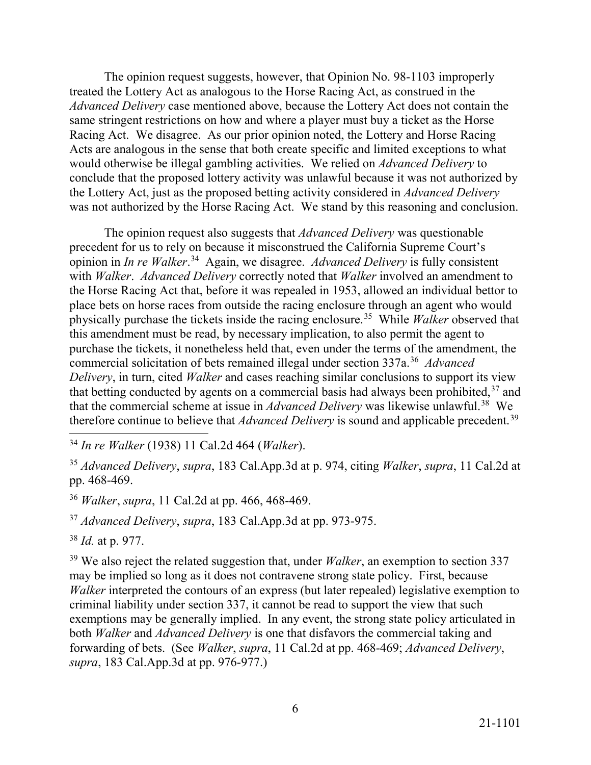The opinion request suggests, however, that Opinion No. 98-1103 improperly treated the Lottery Act as analogous to the Horse Racing Act, as construed in the *Advanced Delivery* case mentioned above, because the Lottery Act does not contain the same stringent restrictions on how and where a player must buy a ticket as the Horse Racing Act. We disagree. As our prior opinion noted, the Lottery and Horse Racing Acts are analogous in the sense that both create specific and limited exceptions to what would otherwise be illegal gambling activities. We relied on *Advanced Delivery* to conclude that the proposed lottery activity was unlawful because it was not authorized by the Lottery Act, just as the proposed betting activity considered in *Advanced Delivery* was not authorized by the Horse Racing Act. We stand by this reasoning and conclusion.

The opinion request also suggests that *Advanced Delivery* was questionable precedent for us to rely on because it misconstrued the California Supreme Court's opinion in *In re Walker*.[34] Again, we disagree. *Advanced Delivery* is fully consistent with *Walker*. *Advanced Delivery* correctly noted that *Walker* involved an amendment to the Horse Racing Act that, before it was repealed in 1953, allowed an individual bettor to place bets on horse races from outside the racing enclosure through an agent who would physically purchase the tickets inside the racing enclosure.[35] While *Walker* observed that this amendment must be read, by necessary implication, to also permit the agent to purchase the tickets, it nonetheless held that, even under the terms of the amendment, the commercial solicitation of bets remained illegal under section 337a.[36] *Advanced Delivery*, in turn, cited *Walker* and cases reaching similar conclusions to support its view that betting conducted by agents on a commercial basis had always been prohibited,[37] and that the commercial scheme at issue in *Advanced Delivery* was likewise unlawful.[38] We therefore continue to believe that *Advanced Delivery* is sound and applicable precedent.[39]

---

[34] *In re Walker* (1938) 11 Cal.2d 464 (*Walker*).

[35] *Advanced Delivery*, *supra*, 183 Cal.App.3d at p. 974, citing *Walker*, *supra*, 11 Cal.2d at pp. 468-469.

[36] *Walker*, *supra*, 11 Cal.2d at pp. 466, 468-469.

[37] *Advanced Delivery*, *supra*, 183 Cal.App.3d at pp. 973-975.

[38] *Id.* at p. 977.

[39] We also reject the related suggestion that, under *Walker*, an exemption to section 337 may be implied so long as it does not contravene strong state policy. First, because *Walker* interpreted the contours of an express (but later repealed) legislative exemption to criminal liability under section 337, it cannot be read to support the view that such exemptions may be generally implied. In any event, the strong state policy articulated in both *Walker* and *Advanced Delivery* is one that disfavors the commercial taking and forwarding of bets. (See *Walker*, *supra*, 11 Cal.2d at pp. 468-469; *Advanced Delivery*, *supra*, 183 Cal.App.3d at pp. 976-977.)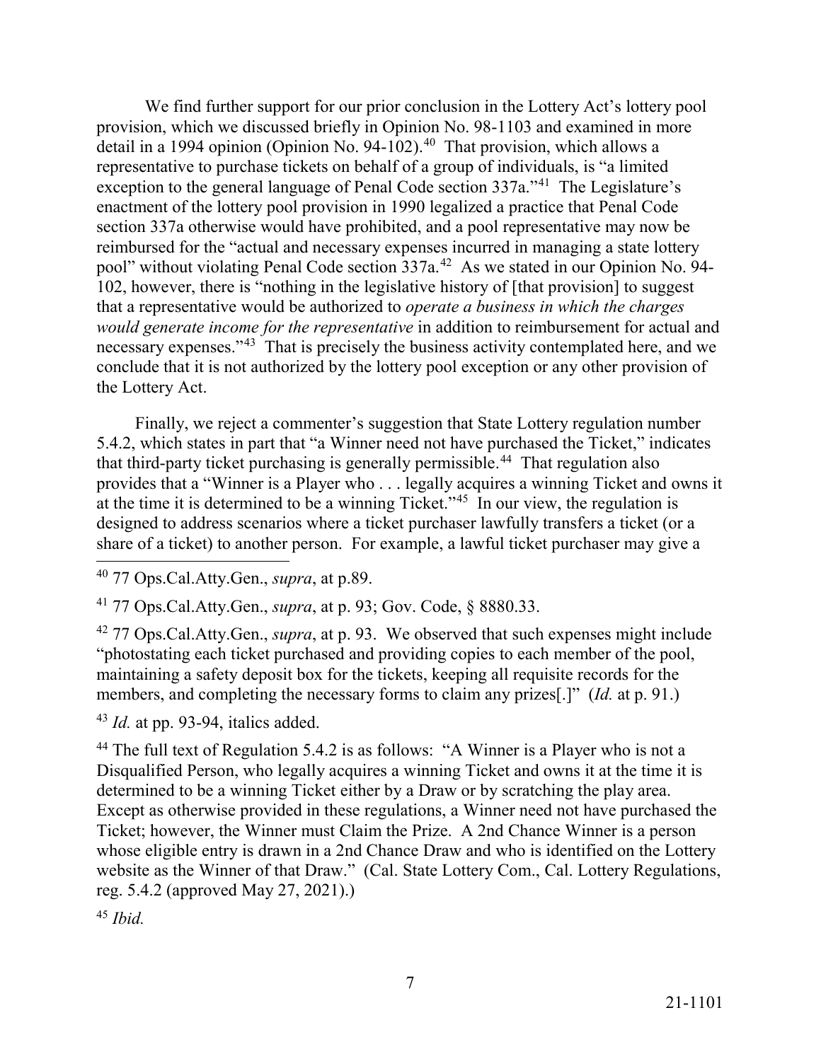We find further support for our prior conclusion in the Lottery Act's lottery pool provision, which we discussed briefly in Opinion No. 98-1103 and examined in more detail in a 1994 opinion (Opinion No. 94-102).[40] That provision, which allows a representative to purchase tickets on behalf of a group of individuals, is "a limited exception to the general language of Penal Code section 337a."[41] The Legislature's enactment of the lottery pool provision in 1990 legalized a practice that Penal Code section 337a otherwise would have prohibited, and a pool representative may now be reimbursed for the "actual and necessary expenses incurred in managing a state lottery pool" without violating Penal Code section 337a.[42] As we stated in our Opinion No. 94-102, however, there is "nothing in the legislative history of [that provision] to suggest that a representative would be authorized to *operate a business in which the charges would generate income for the representative* in addition to reimbursement for actual and necessary expenses."[43] That is precisely the business activity contemplated here, and we conclude that it is not authorized by the lottery pool exception or any other provision of the Lottery Act.

Finally, we reject a commenter's suggestion that State Lottery regulation number 5.4.2, which states in part that "a Winner need not have purchased the Ticket," indicates that third-party ticket purchasing is generally permissible.[44] That regulation also provides that a "Winner is a Player who . . . legally acquires a winning Ticket and owns it at the time it is determined to be a winning Ticket."[45] In our view, the regulation is designed to address scenarios where a ticket purchaser lawfully transfers a ticket (or a share of a ticket) to another person. For example, a lawful ticket purchaser may give a

---

[40] 77 Ops.Cal.Atty.Gen., *supra*, at p.89.

[41] 77 Ops.Cal.Atty.Gen., *supra*, at p. 93; Gov. Code, § 8880.33.

[42] 77 Ops.Cal.Atty.Gen., *supra*, at p. 93. We observed that such expenses might include "photostating each ticket purchased and providing copies to each member of the pool, maintaining a safety deposit box for the tickets, keeping all requisite records for the members, and completing the necessary forms to claim any prizes[.]" (*Id.* at p. 91.)

[43] *Id.* at pp. 93-94, italics added.

[44] The full text of Regulation 5.4.2 is as follows: "A Winner is a Player who is not a Disqualified Person, who legally acquires a winning Ticket and owns it at the time it is determined to be a winning Ticket either by a Draw or by scratching the play area. Except as otherwise provided in these regulations, a Winner need not have purchased the Ticket; however, the Winner must Claim the Prize. A 2nd Chance Winner is a person whose eligible entry is drawn in a 2nd Chance Draw and who is identified on the Lottery website as the Winner of that Draw." (Cal. State Lottery Com., Cal. Lottery Regulations, reg. 5.4.2 (approved May 27, 2021).)

[45] *Ibid.*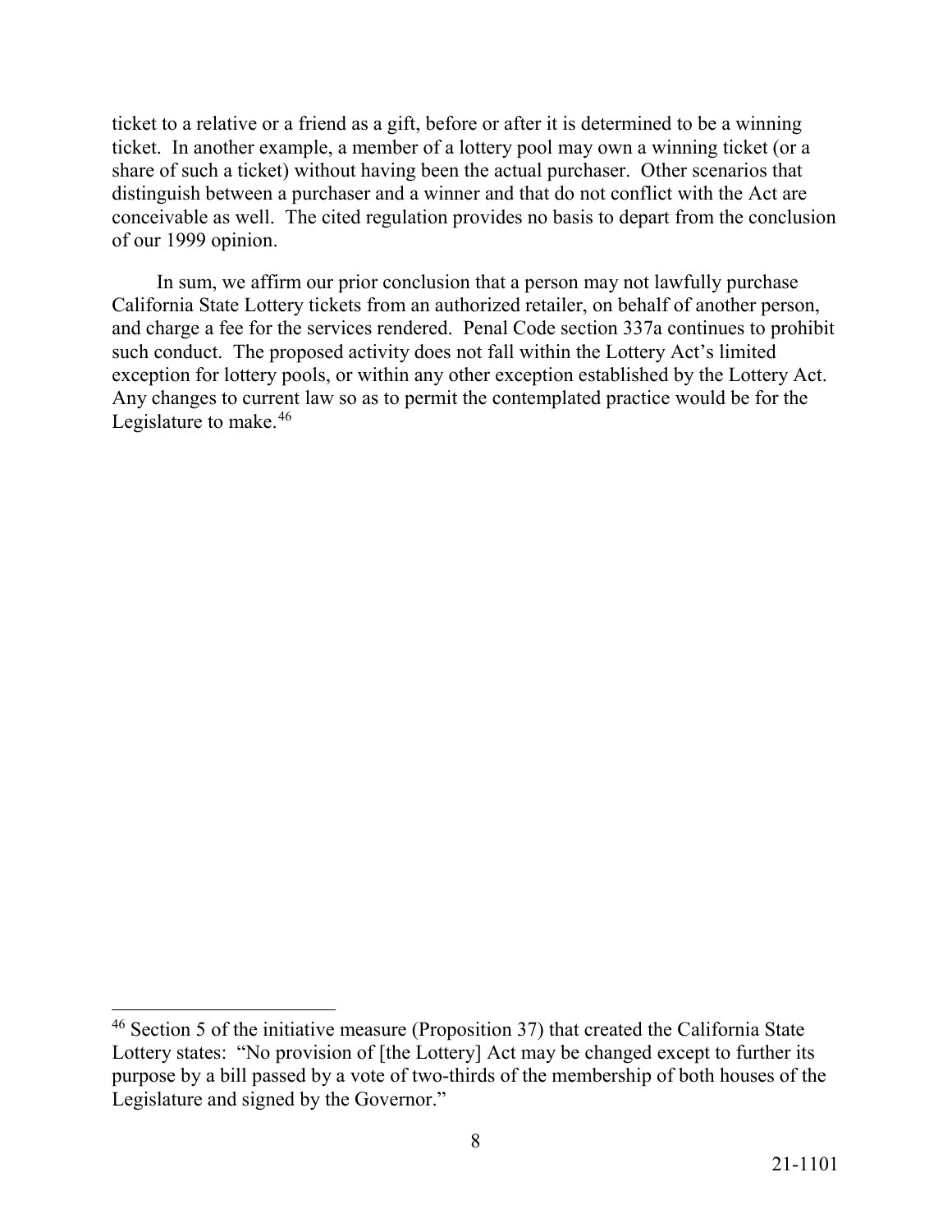ticket to a relative or a friend as a gift, before or after it is determined to be a winning ticket. In another example, a member of a lottery pool may own a winning ticket (or a share of such a ticket) without having been the actual purchaser. Other scenarios that distinguish between a purchaser and a winner and that do not conflict with the Act are conceivable as well. The cited regulation provides no basis to depart from the conclusion of our 1999 opinion.

In sum, we affirm our prior conclusion that a person may not lawfully purchase California State Lottery tickets from an authorized retailer, on behalf of another person, and charge a fee for the services rendered. Penal Code section 337a continues to prohibit such conduct. The proposed activity does not fall within the Lottery Act's limited exception for lottery pools, or within any other exception established by the Lottery Act. Any changes to current law so as to permit the contemplated practice would be for the Legislature to make.[46]

---

[46] Section 5 of the initiative measure (Proposition 37) that created the California State Lottery states: "No provision of [the Lottery] Act may be changed except to further its purpose by a bill passed by a vote of two-thirds of the membership of both houses of the Legislature and signed by the Governor."